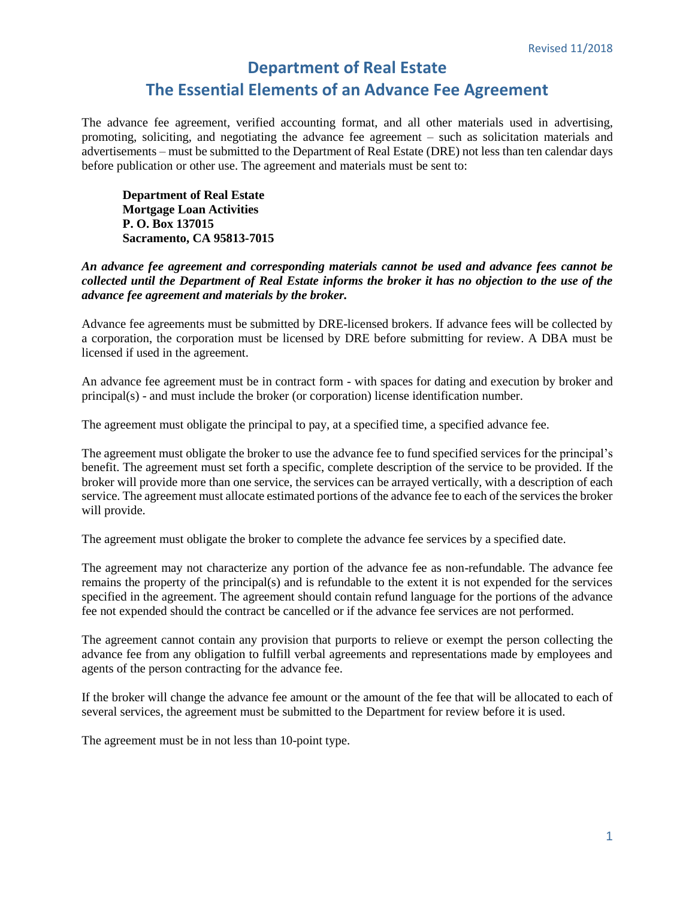Revised 11/2018

# Department of Real Estate
# The Essential Elements of an Advance Fee Agreement

The advance fee agreement, verified accounting format, and all other materials used in advertising, promoting, soliciting, and negotiating the advance fee agreement – such as solicitation materials and advertisements – must be submitted to the Department of Real Estate (DRE) not less than ten calendar days before publication or other use. The agreement and materials must be sent to:

> **Department of Real Estate**
> **Mortgage Loan Activities**
> **P. O. Box 137015**
> **Sacramento, CA 95813-7015**

***An advance fee agreement and corresponding materials cannot be used and advance fees cannot be collected until the Department of Real Estate informs the broker it has no objection to the use of the advance fee agreement and materials by the broker.***

Advance fee agreements must be submitted by DRE-licensed brokers. If advance fees will be collected by a corporation, the corporation must be licensed by DRE before submitting for review. A DBA must be licensed if used in the agreement.

An advance fee agreement must be in contract form - with spaces for dating and execution by broker and principal(s) - and must include the broker (or corporation) license identification number.

The agreement must obligate the principal to pay, at a specified time, a specified advance fee.

The agreement must obligate the broker to use the advance fee to fund specified services for the principal's benefit. The agreement must set forth a specific, complete description of the service to be provided. If the broker will provide more than one service, the services can be arrayed vertically, with a description of each service. The agreement must allocate estimated portions of the advance fee to each of the services the broker will provide.

The agreement must obligate the broker to complete the advance fee services by a specified date.

The agreement may not characterize any portion of the advance fee as non-refundable. The advance fee remains the property of the principal(s) and is refundable to the extent it is not expended for the services specified in the agreement. The agreement should contain refund language for the portions of the advance fee not expended should the contract be cancelled or if the advance fee services are not performed.

The agreement cannot contain any provision that purports to relieve or exempt the person collecting the advance fee from any obligation to fulfill verbal agreements and representations made by employees and agents of the person contracting for the advance fee.

If the broker will change the advance fee amount or the amount of the fee that will be allocated to each of several services, the agreement must be submitted to the Department for review before it is used.

The agreement must be in not less than 10-point type.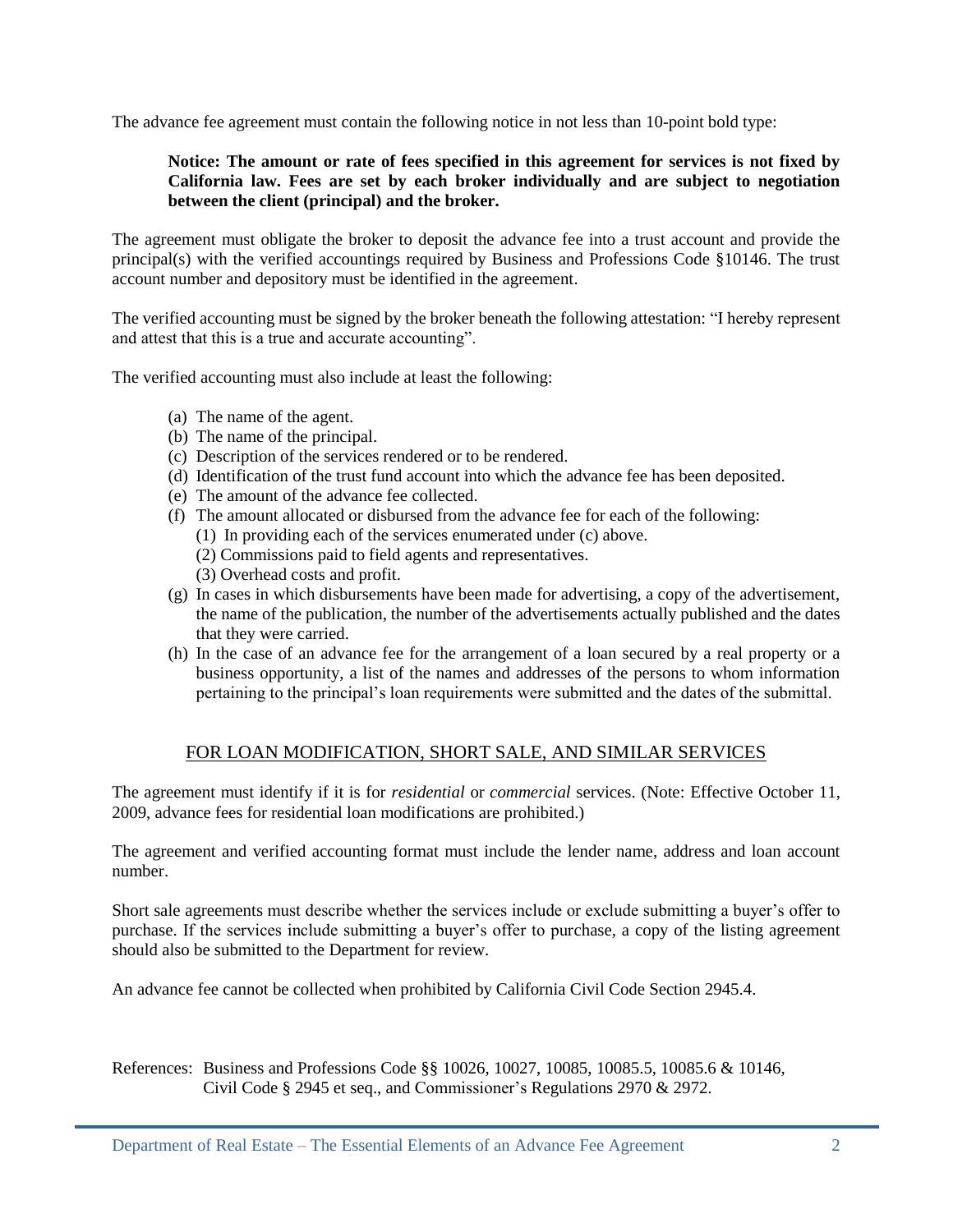The advance fee agreement must contain the following notice in not less than 10-point bold type:

> **Notice: The amount or rate of fees specified in this agreement for services is not fixed by California law. Fees are set by each broker individually and are subject to negotiation between the client (principal) and the broker.**

The agreement must obligate the broker to deposit the advance fee into a trust account and provide the principal(s) with the verified accountings required by Business and Professions Code §10146. The trust account number and depository must be identified in the agreement.

The verified accounting must be signed by the broker beneath the following attestation: "I hereby represent and attest that this is a true and accurate accounting".

The verified accounting must also include at least the following:

(a) The name of the agent.
(b) The name of the principal.
(c) Description of the services rendered or to be rendered.
(d) Identification of the trust fund account into which the advance fee has been deposited.
(e) The amount of the advance fee collected.
(f) The amount allocated or disbursed from the advance fee for each of the following:
   (1) In providing each of the services enumerated under (c) above.
   (2) Commissions paid to field agents and representatives.
   (3) Overhead costs and profit.
(g) In cases in which disbursements have been made for advertising, a copy of the advertisement, the name of the publication, the number of the advertisements actually published and the dates that they were carried.
(h) In the case of an advance fee for the arrangement of a loan secured by a real property or a business opportunity, a list of the names and addresses of the persons to whom information pertaining to the principal's loan requirements were submitted and the dates of the submittal.

## FOR LOAN MODIFICATION, SHORT SALE, AND SIMILAR SERVICES

The agreement must identify if it is for *residential* or *commercial* services. (Note: Effective October 11, 2009, advance fees for residential loan modifications are prohibited.)

The agreement and verified accounting format must include the lender name, address and loan account number.

Short sale agreements must describe whether the services include or exclude submitting a buyer's offer to purchase. If the services include submitting a buyer's offer to purchase, a copy of the listing agreement should also be submitted to the Department for review.

An advance fee cannot be collected when prohibited by California Civil Code Section 2945.4.

References: Business and Professions Code §§ 10026, 10027, 10085, 10085.5, 10085.6 & 10146, Civil Code § 2945 et seq., and Commissioner's Regulations 2970 & 2972.